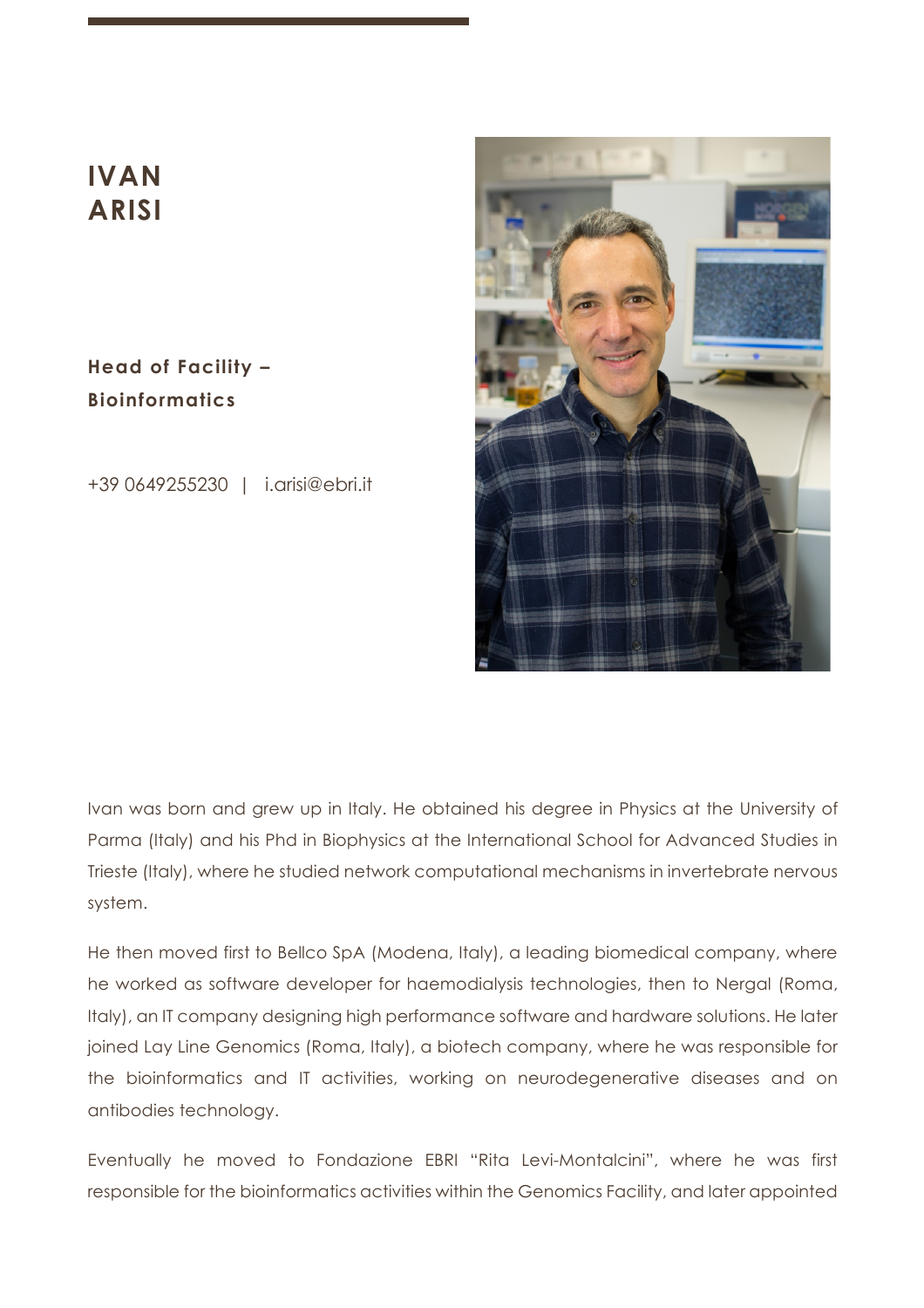# IVAN ARISI

**Head of Facility – Bioinformatics**

+39 0649255230 | i.arisi@ebri.it

Ivan was born and grew up in Italy. He obtained his degree in Physics at the University of Parma (Italy) and his Phd in Biophysics at the International School for Advanced Studies in Trieste (Italy), where he studied network computational mechanisms in invertebrate nervous system.

He then moved first to Bellco SpA (Modena, Italy), a leading biomedical company, where he worked as software developer for haemodialysis technologies, then to Nergal (Roma, Italy), an IT company designing high performance software and hardware solutions. He later joined Lay Line Genomics (Roma, Italy), a biotech company, where he was responsible for the bioinformatics and IT activities, working on neurodegenerative diseases and on antibodies technology.

Eventually he moved to Fondazione EBRI "Rita Levi-Montalcini", where he was first responsible for the bioinformatics activities within the Genomics Facility, and later appointed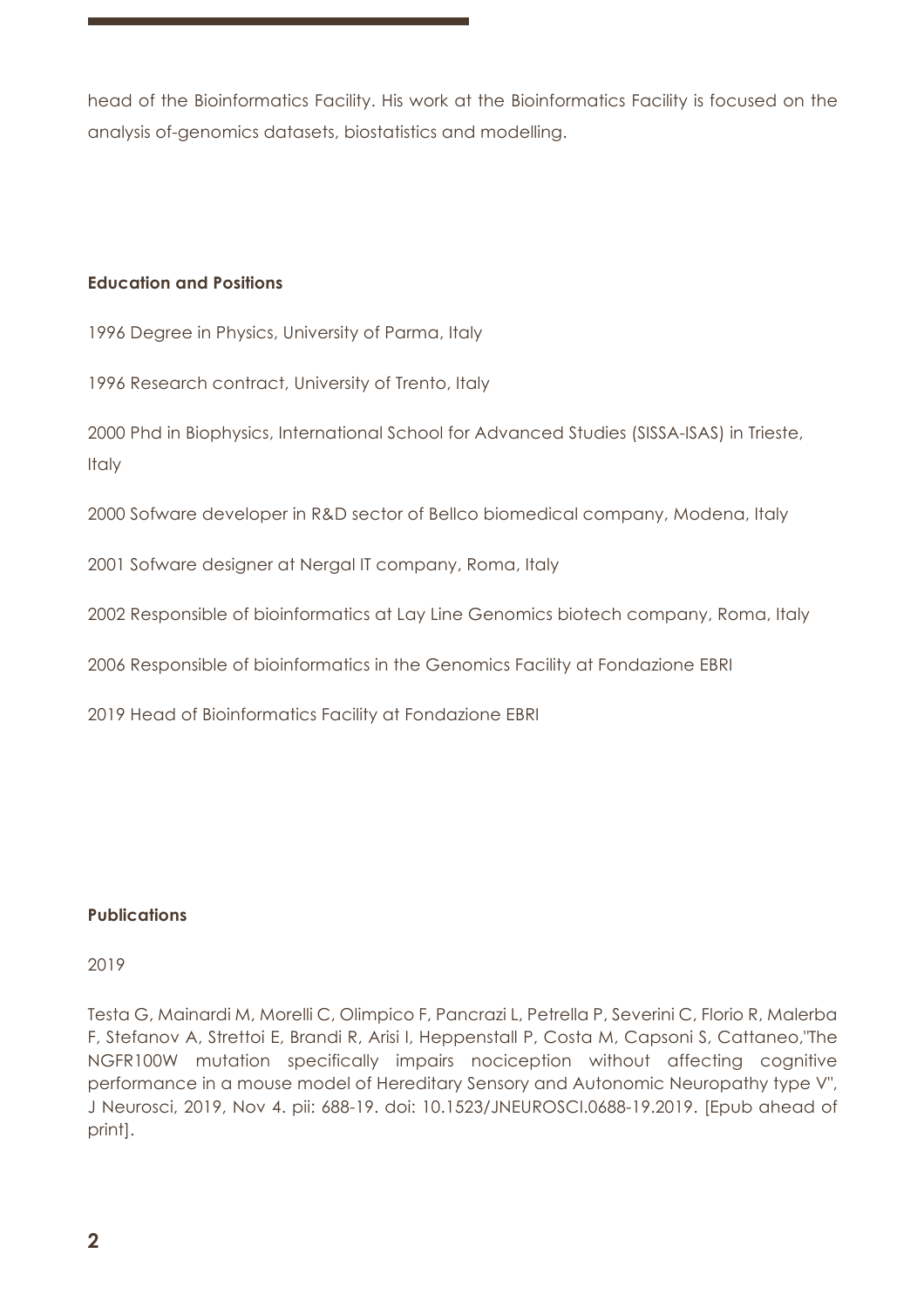head of the Bioinformatics Facility. His work at the Bioinformatics Facility is focused on the analysis of-genomics datasets, biostatistics and modelling.

**Education and Positions**

1996 Degree in Physics, University of Parma, Italy

1996 Research contract, University of Trento, Italy

2000 Phd in Biophysics, International School for Advanced Studies (SISSA-ISAS) in Trieste, Italy

2000 Sofware developer in R&D sector of Bellco biomedical company, Modena, Italy

2001 Sofware designer at Nergal IT company, Roma, Italy

2002 Responsible of bioinformatics at Lay Line Genomics biotech company, Roma, Italy

2006 Responsible of bioinformatics in the Genomics Facility at Fondazione EBRI

2019 Head of Bioinformatics Facility at Fondazione EBRI

**Publications**

2019

Testa G, Mainardi M, Morelli C, Olimpico F, Pancrazi L, Petrella P, Severini C, Florio R, Malerba F, Stefanov A, Strettoi E, Brandi R, Arisi I, Heppenstall P, Costa M, Capsoni S, Cattaneo,"The NGFR100W mutation specifically impairs nociception without affecting cognitive performance in a mouse model of Hereditary Sensory and Autonomic Neuropathy type V", J Neurosci, 2019, Nov 4. pii: 688-19. doi: 10.1523/JNEUROSCI.0688-19.2019. [Epub ahead of print].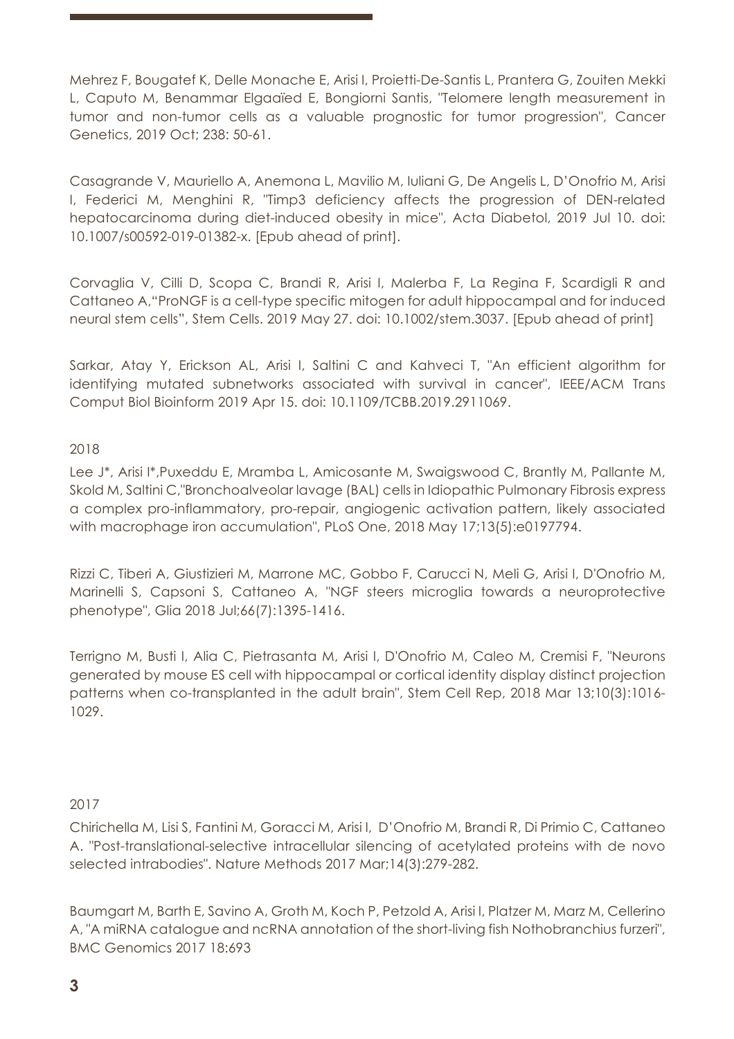Mehrez F, Bougatef K, Delle Monache E, Arisi I, Proietti-De-Santis L, Prantera G, Zouiten Mekki L, Caputo M, Benammar Elgaaïed E, Bongiorni Santis, "Telomere length measurement in tumor and non-tumor cells as a valuable prognostic for tumor progression", Cancer Genetics, 2019 Oct; 238: 50-61.

Casagrande V, Mauriello A, Anemona L, Mavilio M, Iuliani G, De Angelis L, D'Onofrio M, Arisi I, Federici M, Menghini R, "Timp3 deficiency affects the progression of DEN-related hepatocarcinoma during diet-induced obesity in mice", Acta Diabetol, 2019 Jul 10. doi: 10.1007/s00592-019-01382-x. [Epub ahead of print].

Corvaglia V, Cilli D, Scopa C, Brandi R, Arisi I, Malerba F, La Regina F, Scardigli R and Cattaneo A,"ProNGF is a cell-type specific mitogen for adult hippocampal and for induced neural stem cells", Stem Cells. 2019 May 27. doi: 10.1002/stem.3037. [Epub ahead of print]

Sarkar, Atay Y, Erickson AL, Arisi I, Saltini C and Kahveci T, "An efficient algorithm for identifying mutated subnetworks associated with survival in cancer", IEEE/ACM Trans Comput Biol Bioinform 2019 Apr 15. doi: 10.1109/TCBB.2019.2911069.

2018

Lee J*, Arisi I*,Puxeddu E, Mramba L, Amicosante M, Swaigswood C, Brantly M, Pallante M, Skold M, Saltini C,"Bronchoalveolar lavage (BAL) cells in Idiopathic Pulmonary Fibrosis express a complex pro-inflammatory, pro-repair, angiogenic activation pattern, likely associated with macrophage iron accumulation", PLoS One, 2018 May 17;13(5):e0197794.

Rizzi C, Tiberi A, Giustizieri M, Marrone MC, Gobbo F, Carucci N, Meli G, Arisi I, D'Onofrio M, Marinelli S, Capsoni S, Cattaneo A, "NGF steers microglia towards a neuroprotective phenotype", Glia 2018 Jul;66(7):1395-1416.

Terrigno M, Busti I, Alia C, Pietrasanta M, Arisi I, D'Onofrio M, Caleo M, Cremisi F, "Neurons generated by mouse ES cell with hippocampal or cortical identity display distinct projection patterns when co-transplanted in the adult brain", Stem Cell Rep, 2018 Mar 13;10(3):1016-1029.

2017

Chirichella M, Lisi S, Fantini M, Goracci M, Arisi I, D'Onofrio M, Brandi R, Di Primio C, Cattaneo A. "Post-translational-selective intracellular silencing of acetylated proteins with de novo selected intrabodies". Nature Methods 2017 Mar;14(3):279-282.

Baumgart M, Barth E, Savino A, Groth M, Koch P, Petzold A, Arisi I, Platzer M, Marz M, Cellerino A, "A miRNA catalogue and ncRNA annotation of the short-living fish Nothobranchius furzeri", BMC Genomics 2017 18:693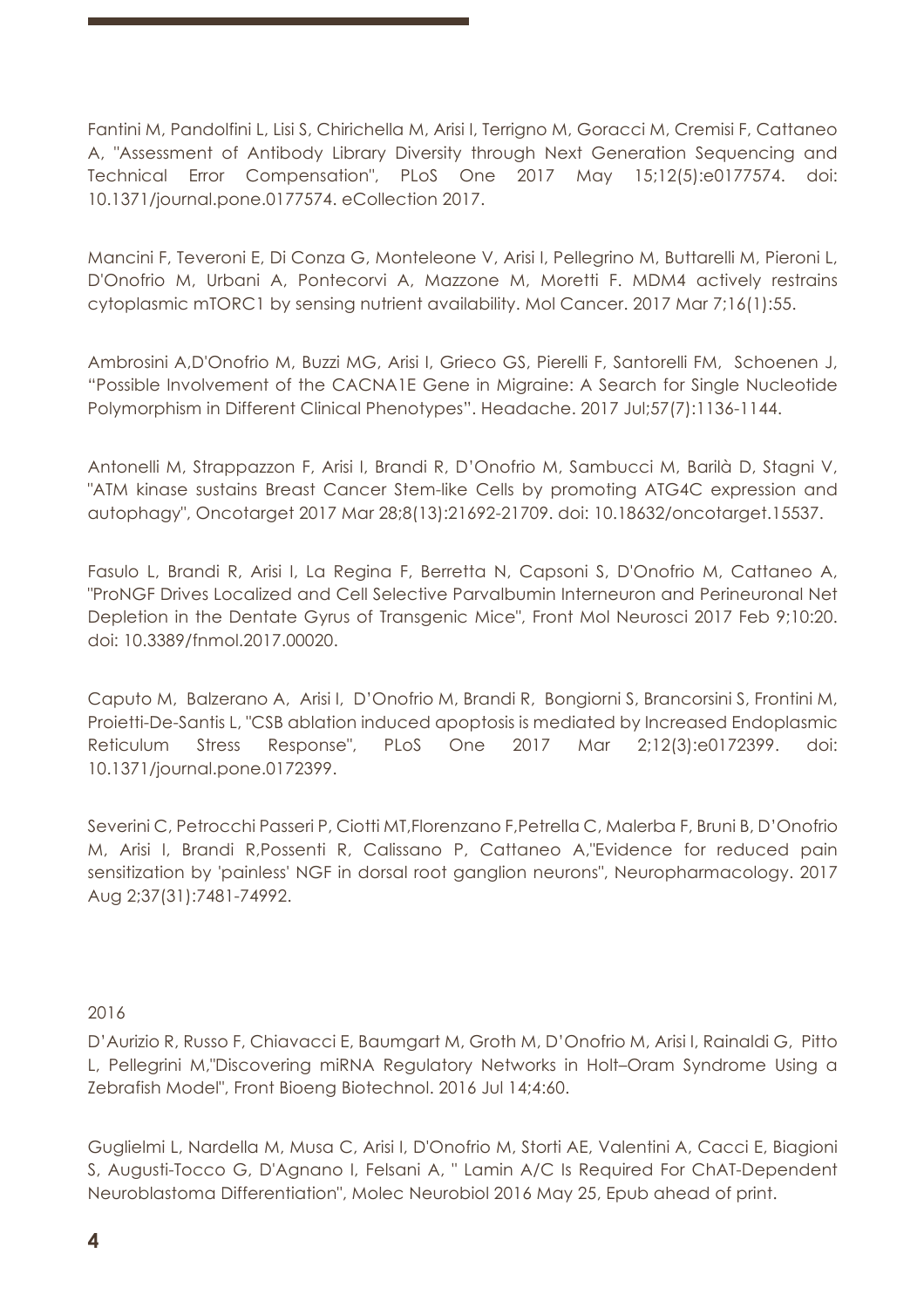Fantini M, Pandolfini L, Lisi S, Chirichella M, Arisi I, Terrigno M, Goracci M, Cremisi F, Cattaneo A, "Assessment of Antibody Library Diversity through Next Generation Sequencing and Technical Error Compensation", PLoS One 2017 May 15;12(5):e0177574. doi: 10.1371/journal.pone.0177574. eCollection 2017.

Mancini F, Teveroni E, Di Conza G, Monteleone V, Arisi I, Pellegrino M, Buttarelli M, Pieroni L, D'Onofrio M, Urbani A, Pontecorvi A, Mazzone M, Moretti F. MDM4 actively restrains cytoplasmic mTORC1 by sensing nutrient availability. Mol Cancer. 2017 Mar 7;16(1):55.

Ambrosini A,D'Onofrio M, Buzzi MG, Arisi I, Grieco GS, Pierelli F, Santorelli FM, Schoenen J, “Possible Involvement of the CACNA1E Gene in Migraine: A Search for Single Nucleotide Polymorphism in Different Clinical Phenotypes”. Headache. 2017 Jul;57(7):1136-1144.

Antonelli M, Strappazzon F, Arisi I, Brandi R, D’Onofrio M, Sambucci M, Barilà D, Stagni V, "ATM kinase sustains Breast Cancer Stem-like Cells by promoting ATG4C expression and autophagy", Oncotarget 2017 Mar 28;8(13):21692-21709. doi: 10.18632/oncotarget.15537.

Fasulo L, Brandi R, Arisi I, La Regina F, Berretta N, Capsoni S, D'Onofrio M, Cattaneo A, "ProNGF Drives Localized and Cell Selective Parvalbumin Interneuron and Perineuronal Net Depletion in the Dentate Gyrus of Transgenic Mice", Front Mol Neurosci 2017 Feb 9;10:20. doi: 10.3389/fnmol.2017.00020.

Caputo M, Balzerano A, Arisi I, D’Onofrio M, Brandi R, Bongiorni S, Brancorsini S, Frontini M, Proietti-De-Santis L, "CSB ablation induced apoptosis is mediated by Increased Endoplasmic Reticulum Stress Response", PLoS One 2017 Mar 2;12(3):e0172399. doi: 10.1371/journal.pone.0172399.

Severini C, Petrocchi Passeri P, Ciotti MT,Florenzano F,Petrella C, Malerba F, Bruni B, D’Onofrio M, Arisi I, Brandi R,Possenti R, Calissano P, Cattaneo A,"Evidence for reduced pain sensitization by 'painless' NGF in dorsal root ganglion neurons", Neuropharmacology. 2017 Aug 2;37(31):7481-74992.

2016

D’Aurizio R, Russo F, Chiavacci E, Baumgart M, Groth M, D’Onofrio M, Arisi I, Rainaldi G, Pitto L, Pellegrini M,"Discovering miRNA Regulatory Networks in Holt–Oram Syndrome Using a Zebrafish Model", Front Bioeng Biotechnol. 2016 Jul 14;4:60.

Guglielmi L, Nardella M, Musa C, Arisi I, D'Onofrio M, Storti AE, Valentini A, Cacci E, Biagioni S, Augusti-Tocco G, D'Agnano I, Felsani A, " Lamin A/C Is Required For ChAT-Dependent Neuroblastoma Differentiation", Molec Neurobiol 2016 May 25, Epub ahead of print.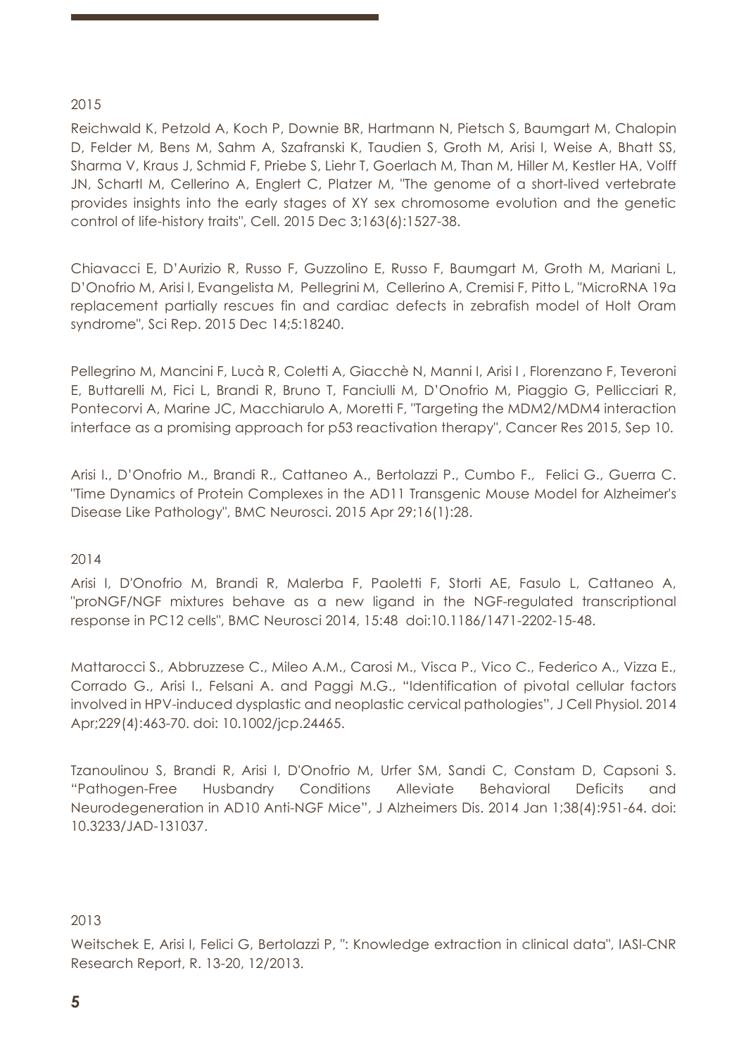2015

Reichwald K, Petzold A, Koch P, Downie BR, Hartmann N, Pietsch S, Baumgart M, Chalopin D, Felder M, Bens M, Sahm A, Szafranski K, Taudien S, Groth M, Arisi I, Weise A, Bhatt SS, Sharma V, Kraus J, Schmid F, Priebe S, Liehr T, Goerlach M, Than M, Hiller M, Kestler HA, Volff JN, Schartl M, Cellerino A, Englert C, Platzer M, "The genome of a short-lived vertebrate provides insights into the early stages of XY sex chromosome evolution and the genetic control of life-history traits", Cell. 2015 Dec 3;163(6):1527-38.

Chiavacci E, D'Aurizio R, Russo F, Guzzolino E, Russo F, Baumgart M, Groth M, Mariani L, D'Onofrio M, Arisi I, Evangelista M, Pellegrini M, Cellerino A, Cremisi F, Pitto L, "MicroRNA 19a replacement partially rescues fin and cardiac defects in zebrafish model of Holt Oram syndrome", Sci Rep. 2015 Dec 14;5:18240.

Pellegrino M, Mancini F, Lucà R, Coletti A, Giacchè N, Manni I, Arisi I , Florenzano F, Teveroni E, Buttarelli M, Fici L, Brandi R, Bruno T, Fanciulli M, D'Onofrio M, Piaggio G, Pellicciari R, Pontecorvi A, Marine JC, Macchiarulo A, Moretti F, "Targeting the MDM2/MDM4 interaction interface as a promising approach for p53 reactivation therapy", Cancer Res 2015, Sep 10.

Arisi I., D'Onofrio M., Brandi R., Cattaneo A., Bertolazzi P., Cumbo F., Felici G., Guerra C. "Time Dynamics of Protein Complexes in the AD11 Transgenic Mouse Model for Alzheimer's Disease Like Pathology", BMC Neurosci. 2015 Apr 29;16(1):28.

2014

Arisi I, D'Onofrio M, Brandi R, Malerba F, Paoletti F, Storti AE, Fasulo L, Cattaneo A, "proNGF/NGF mixtures behave as a new ligand in the NGF-regulated transcriptional response in PC12 cells", BMC Neurosci 2014, 15:48 doi:10.1186/1471-2202-15-48.

Mattarocci S., Abbruzzese C., Mileo A.M., Carosi M., Visca P., Vico C., Federico A., Vizza E., Corrado G., Arisi I., Felsani A. and Paggi M.G., "Identification of pivotal cellular factors involved in HPV-induced dysplastic and neoplastic cervical pathologies", J Cell Physiol. 2014 Apr;229(4):463-70. doi: 10.1002/jcp.24465.

Tzanoulinou S, Brandi R, Arisi I, D'Onofrio M, Urfer SM, Sandi C, Constam D, Capsoni S. "Pathogen-Free Husbandry Conditions Alleviate Behavioral Deficits and Neurodegeneration in AD10 Anti-NGF Mice", J Alzheimers Dis. 2014 Jan 1;38(4):951-64. doi: 10.3233/JAD-131037.

2013

Weitschek E, Arisi I, Felici G, Bertolazzi P, ": Knowledge extraction in clinical data", IASI-CNR Research Report, R. 13-20, 12/2013.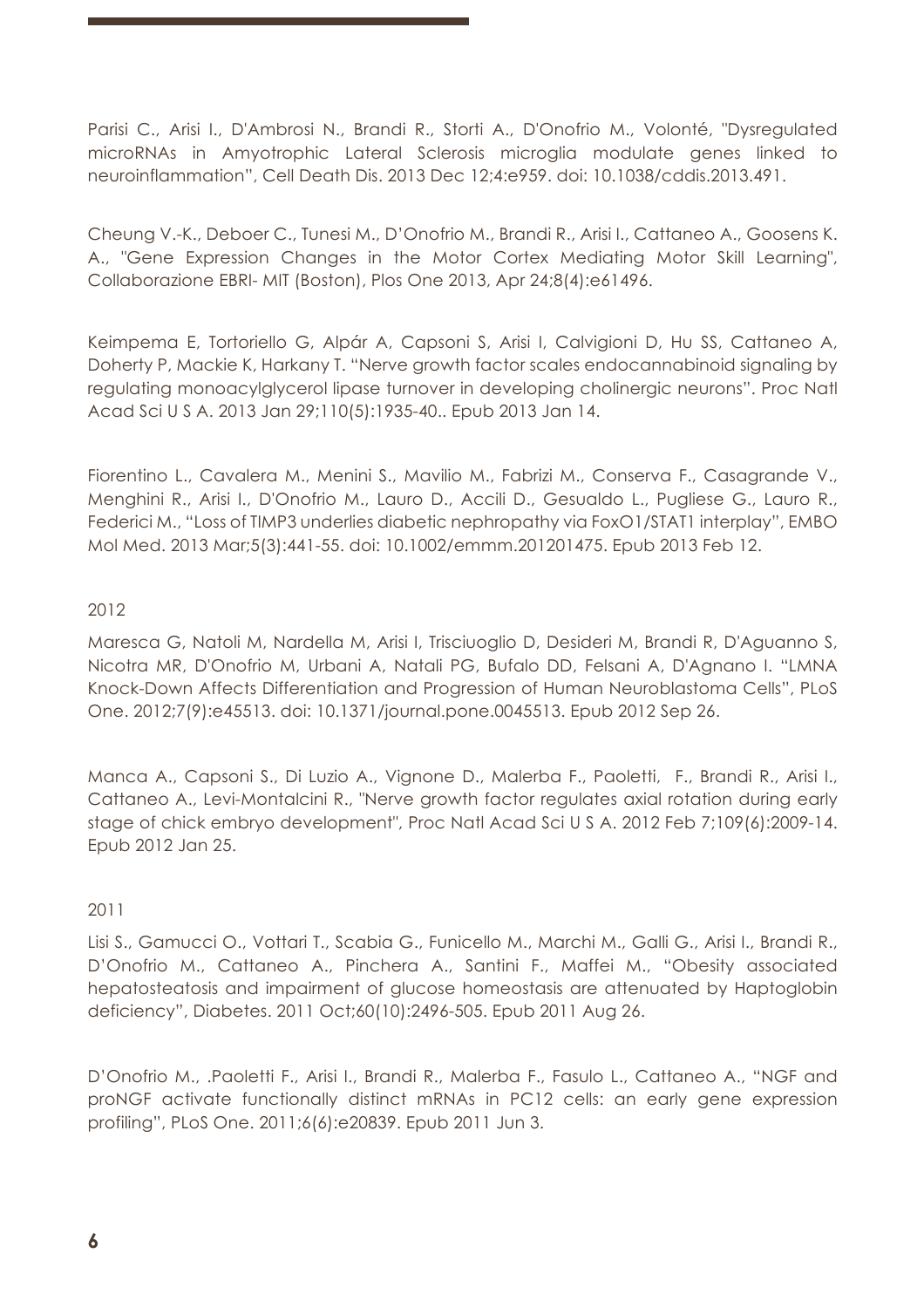Parisi C., Arisi I., D'Ambrosi N., Brandi R., Storti A., D'Onofrio M., Volonté, "Dysregulated microRNAs in Amyotrophic Lateral Sclerosis microglia modulate genes linked to neuroinflammation", Cell Death Dis. 2013 Dec 12;4:e959. doi: 10.1038/cddis.2013.491.

Cheung V.-K., Deboer C., Tunesi M., D'Onofrio M., Brandi R., Arisi I., Cattaneo A., Goosens K. A., "Gene Expression Changes in the Motor Cortex Mediating Motor Skill Learning", Collaborazione EBRI- MIT (Boston), Plos One 2013, Apr 24;8(4):e61496.

Keimpema E, Tortoriello G, Alpár A, Capsoni S, Arisi I, Calvigioni D, Hu SS, Cattaneo A, Doherty P, Mackie K, Harkany T. "Nerve growth factor scales endocannabinoid signaling by regulating monoacylglycerol lipase turnover in developing cholinergic neurons". Proc Natl Acad Sci U S A. 2013 Jan 29;110(5):1935-40.. Epub 2013 Jan 14.

Fiorentino L., Cavalera M., Menini S., Mavilio M., Fabrizi M., Conserva F., Casagrande V., Menghini R., Arisi I., D'Onofrio M., Lauro D., Accili D., Gesualdo L., Pugliese G., Lauro R., Federici M., "Loss of TIMP3 underlies diabetic nephropathy via FoxO1/STAT1 interplay", EMBO Mol Med. 2013 Mar;5(3):441-55. doi: 10.1002/emmm.201201475. Epub 2013 Feb 12.

2012

Maresca G, Natoli M, Nardella M, Arisi I, Trisciuoglio D, Desideri M, Brandi R, D'Aguanno S, Nicotra MR, D'Onofrio M, Urbani A, Natali PG, Bufalo DD, Felsani A, D'Agnano I. "LMNA Knock-Down Affects Differentiation and Progression of Human Neuroblastoma Cells", PLoS One. 2012;7(9):e45513. doi: 10.1371/journal.pone.0045513. Epub 2012 Sep 26.

Manca A., Capsoni S., Di Luzio A., Vignone D., Malerba F., Paoletti, F., Brandi R., Arisi I., Cattaneo A., Levi-Montalcini R., "Nerve growth factor regulates axial rotation during early stage of chick embryo development", Proc Natl Acad Sci U S A. 2012 Feb 7;109(6):2009-14. Epub 2012 Jan 25.

2011

Lisi S., Gamucci O., Vottari T., Scabia G., Funicello M., Marchi M., Galli G., Arisi I., Brandi R., D'Onofrio M., Cattaneo A., Pinchera A., Santini F., Maffei M., "Obesity associated hepatosteatosis and impairment of glucose homeostasis are attenuated by Haptoglobin deficiency", Diabetes. 2011 Oct;60(10):2496-505. Epub 2011 Aug 26.

D'Onofrio M., .Paoletti F., Arisi I., Brandi R., Malerba F., Fasulo L., Cattaneo A., "NGF and proNGF activate functionally distinct mRNAs in PC12 cells: an early gene expression profiling", PLoS One. 2011;6(6):e20839. Epub 2011 Jun 3.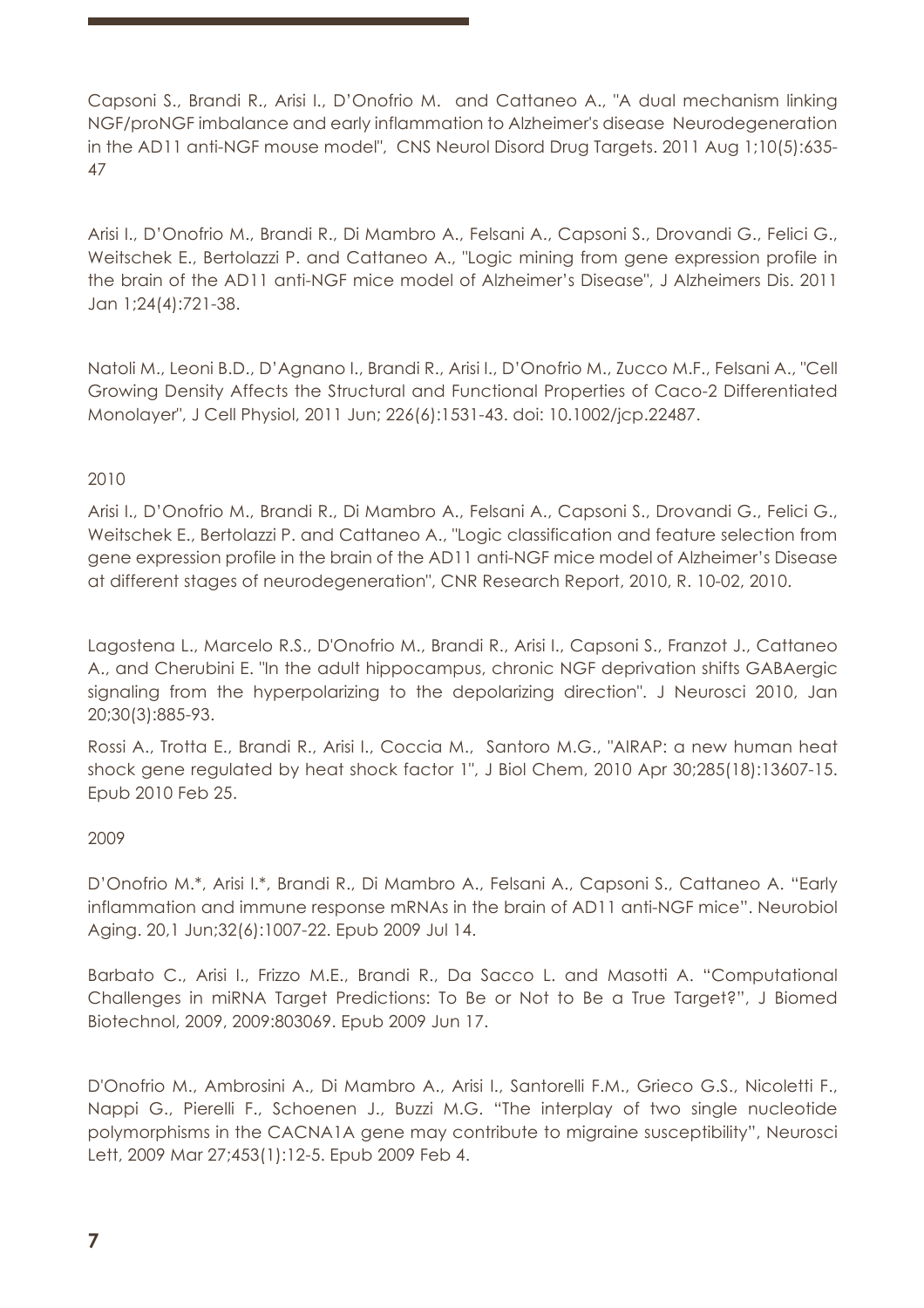Capsoni S., Brandi R., Arisi I., D'Onofrio M. and Cattaneo A., "A dual mechanism linking NGF/proNGF imbalance and early inflammation to Alzheimer's disease Neurodegeneration in the AD11 anti-NGF mouse model", CNS Neurol Disord Drug Targets. 2011 Aug 1;10(5):635-47

Arisi I., D'Onofrio M., Brandi R., Di Mambro A., Felsani A., Capsoni S., Drovandi G., Felici G., Weitschek E., Bertolazzi P. and Cattaneo A., "Logic mining from gene expression profile in the brain of the AD11 anti-NGF mice model of Alzheimer's Disease", J Alzheimers Dis. 2011 Jan 1;24(4):721-38.

Natoli M., Leoni B.D., D'Agnano I., Brandi R., Arisi I., D'Onofrio M., Zucco M.F., Felsani A., "Cell Growing Density Affects the Structural and Functional Properties of Caco-2 Differentiated Monolayer", J Cell Physiol, 2011 Jun; 226(6):1531-43. doi: 10.1002/jcp.22487.

2010

Arisi I., D'Onofrio M., Brandi R., Di Mambro A., Felsani A., Capsoni S., Drovandi G., Felici G., Weitschek E., Bertolazzi P. and Cattaneo A., "Logic classification and feature selection from gene expression profile in the brain of the AD11 anti-NGF mice model of Alzheimer's Disease at different stages of neurodegeneration", CNR Research Report, 2010, R. 10-02, 2010.

Lagostena L., Marcelo R.S., D'Onofrio M., Brandi R., Arisi I., Capsoni S., Franzot J., Cattaneo A., and Cherubini E. "In the adult hippocampus, chronic NGF deprivation shifts GABAergic signaling from the hyperpolarizing to the depolarizing direction". J Neurosci 2010, Jan 20;30(3):885-93.

Rossi A., Trotta E., Brandi R., Arisi I., Coccia M., Santoro M.G., "AIRAP: a new human heat shock gene regulated by heat shock factor 1", J Biol Chem, 2010 Apr 30;285(18):13607-15. Epub 2010 Feb 25.

2009

D'Onofrio M.*, Arisi I.*, Brandi R., Di Mambro A., Felsani A., Capsoni S., Cattaneo A. "Early inflammation and immune response mRNAs in the brain of AD11 anti-NGF mice". Neurobiol Aging. 20,1 Jun;32(6):1007-22. Epub 2009 Jul 14.

Barbato C., Arisi I., Frizzo M.E., Brandi R., Da Sacco L. and Masotti A. "Computational Challenges in miRNA Target Predictions: To Be or Not to Be a True Target?", J Biomed Biotechnol, 2009, 2009:803069. Epub 2009 Jun 17.

D'Onofrio M., Ambrosini A., Di Mambro A., Arisi I., Santorelli F.M., Grieco G.S., Nicoletti F., Nappi G., Pierelli F., Schoenen J., Buzzi M.G. "The interplay of two single nucleotide polymorphisms in the CACNA1A gene may contribute to migraine susceptibility", Neurosci Lett, 2009 Mar 27;453(1):12-5. Epub 2009 Feb 4.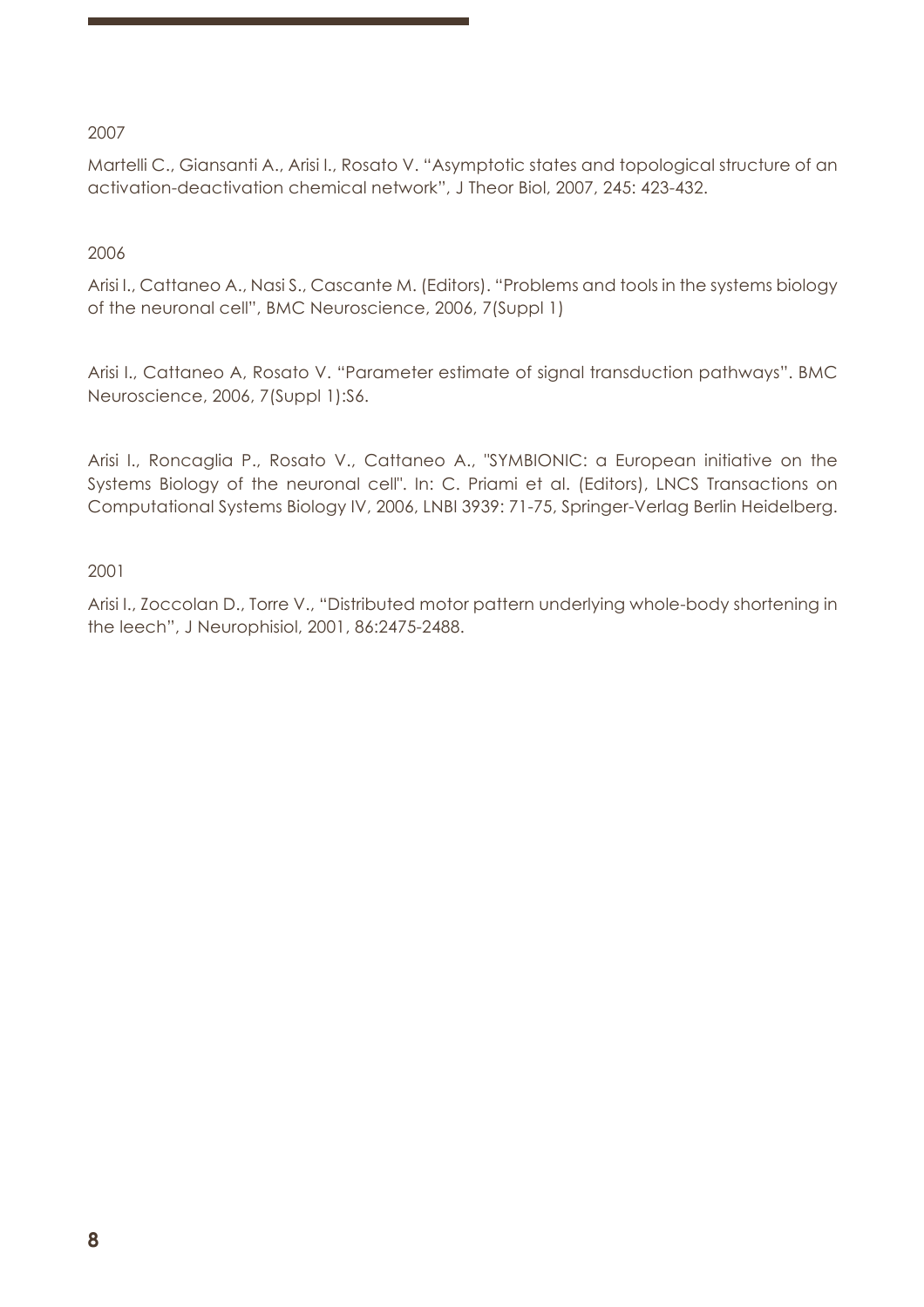2007

Martelli C., Giansanti A., Arisi I., Rosato V. "Asymptotic states and topological structure of an activation-deactivation chemical network", J Theor Biol, 2007, 245: 423-432.

2006

Arisi I., Cattaneo A., Nasi S., Cascante M. (Editors). "Problems and tools in the systems biology of the neuronal cell", BMC Neuroscience, 2006, 7(Suppl 1)

Arisi I., Cattaneo A, Rosato V. "Parameter estimate of signal transduction pathways". BMC Neuroscience, 2006, 7(Suppl 1):S6.

Arisi I., Roncaglia P., Rosato V., Cattaneo A., "SYMBIONIC: a European initiative on the Systems Biology of the neuronal cell". In: C. Priami et al. (Editors), LNCS Transactions on Computational Systems Biology IV, 2006, LNBI 3939: 71-75, Springer-Verlag Berlin Heidelberg.

2001

Arisi I., Zoccolan D., Torre V., "Distributed motor pattern underlying whole-body shortening in the leech", J Neurophisiol, 2001, 86:2475-2488.